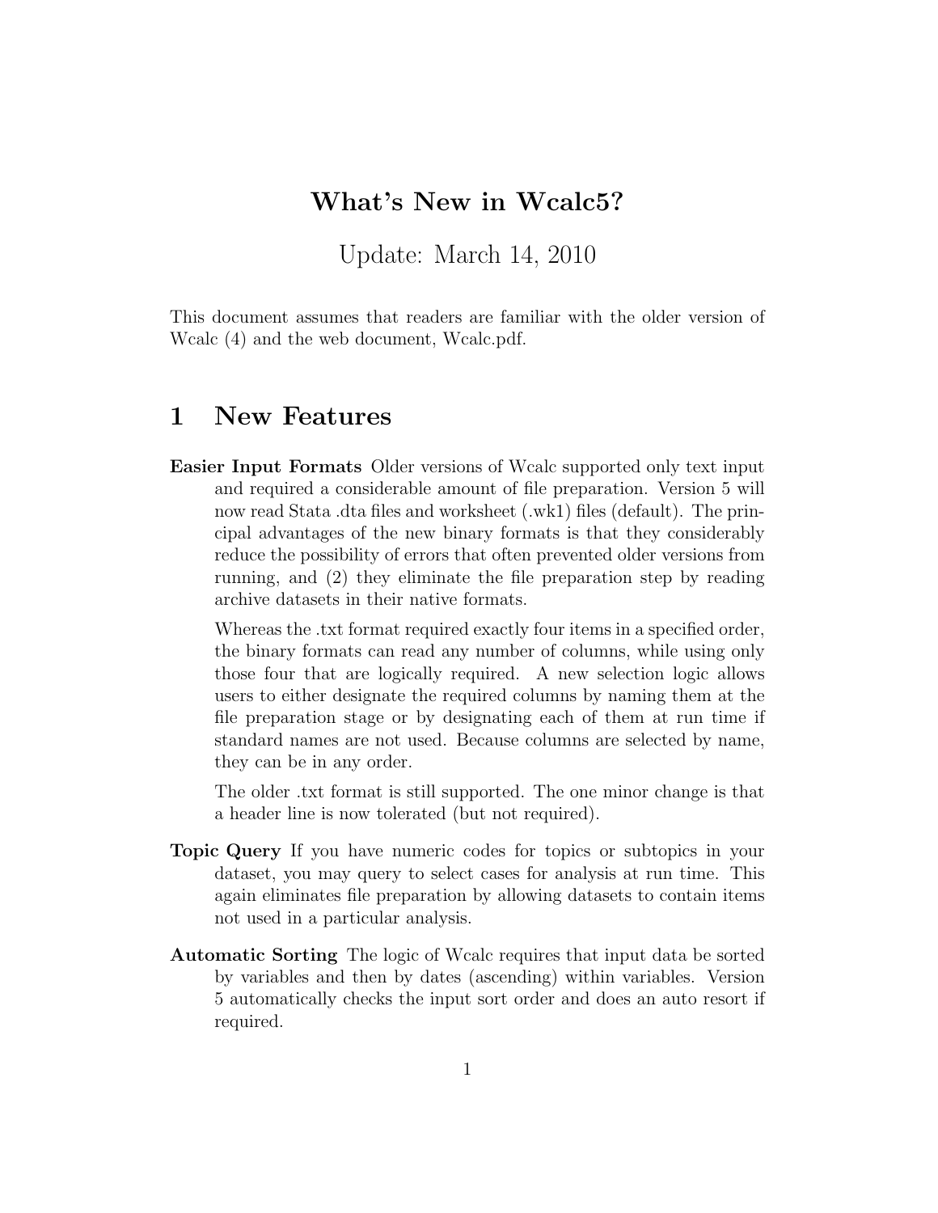# What's New in Wcalc5?

Update: March 14, 2010

This document assumes that readers are familiar with the older version of Wcalc (4) and the web document, Wcalc.pdf.

## 1 New Features

**Easier Input Formats** Older versions of Wcalc supported only text input and required a considerable amount of file preparation. Version 5 will now read Stata .dta files and worksheet (.wk1) files (default). The principal advantages of the new binary formats is that they considerably reduce the possibility of errors that often prevented older versions from running, and (2) they eliminate the file preparation step by reading archive datasets in their native formats.

Whereas the .txt format required exactly four items in a specified order, the binary formats can read any number of columns, while using only those four that are logically required. A new selection logic allows users to either designate the required columns by naming them at the file preparation stage or by designating each of them at run time if standard names are not used. Because columns are selected by name, they can be in any order.

The older .txt format is still supported. The one minor change is that a header line is now tolerated (but not required).

**Topic Query** If you have numeric codes for topics or subtopics in your dataset, you may query to select cases for analysis at run time. This again eliminates file preparation by allowing datasets to contain items not used in a particular analysis.

**Automatic Sorting** The logic of Wcalc requires that input data be sorted by variables and then by dates (ascending) within variables. Version 5 automatically checks the input sort order and does an auto resort if required.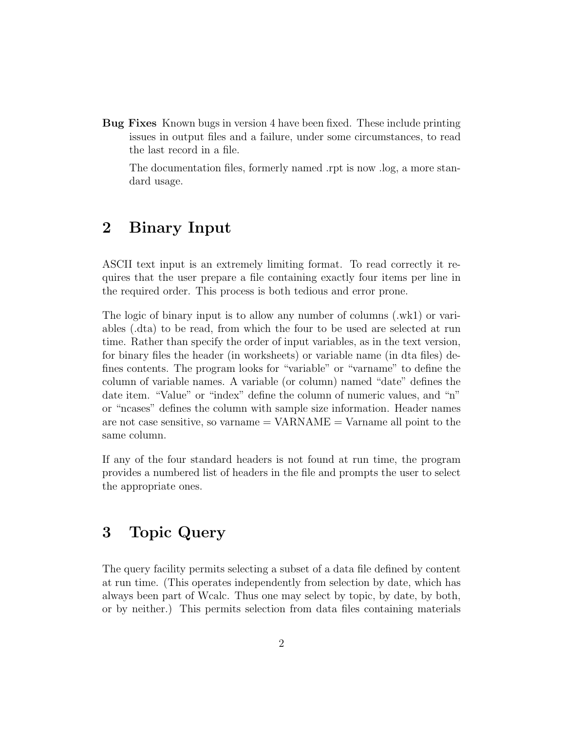**Bug Fixes** Known bugs in version 4 have been fixed. These include printing issues in output files and a failure, under some circumstances, to read the last record in a file.

The documentation files, formerly named .rpt is now .log, a more standard usage.

## 2 Binary Input

ASCII text input is an extremely limiting format. To read correctly it requires that the user prepare a file containing exactly four items per line in the required order. This process is both tedious and error prone.

The logic of binary input is to allow any number of columns (.wk1) or variables (.dta) to be read, from which the four to be used are selected at run time. Rather than specify the order of input variables, as in the text version, for binary files the header (in worksheets) or variable name (in dta files) defines contents. The program looks for "variable" or "varname" to define the column of variable names. A variable (or column) named "date" defines the date item. "Value" or "index" define the column of numeric values, and "n" or "ncases" defines the column with sample size information. Header names are not case sensitive, so varname = VARNAME = Varname all point to the same column.

If any of the four standard headers is not found at run time, the program provides a numbered list of headers in the file and prompts the user to select the appropriate ones.

## 3 Topic Query

The query facility permits selecting a subset of a data file defined by content at run time. (This operates independently from selection by date, which has always been part of Wcalc. Thus one may select by topic, by date, by both, or by neither.) This permits selection from data files containing materials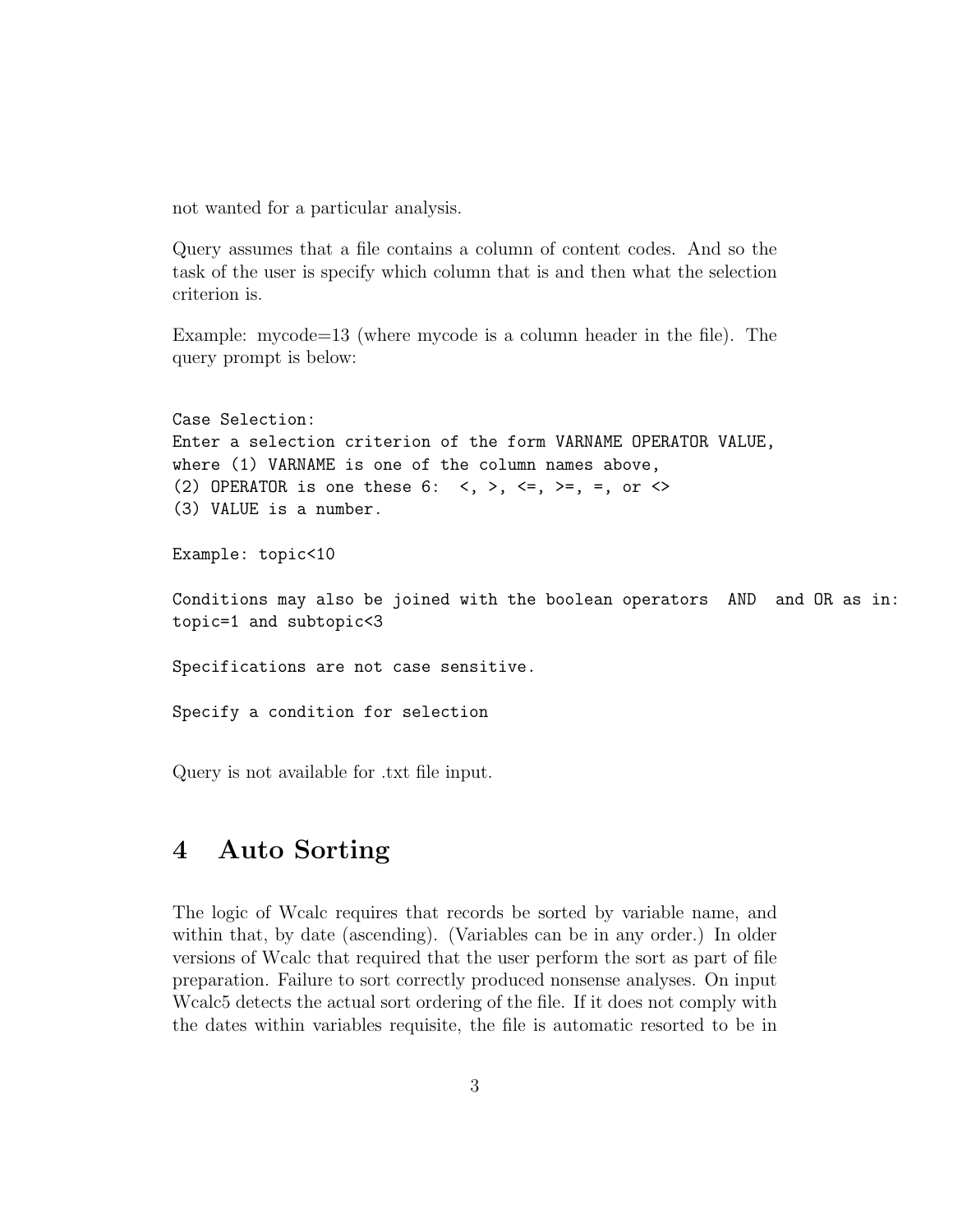not wanted for a particular analysis.

Query assumes that a file contains a column of content codes. And so the task of the user is specify which column that is and then what the selection criterion is.

Example: mycode=13 (where mycode is a column header in the file). The query prompt is below:

```
Case Selection:
Enter a selection criterion of the form VARNAME OPERATOR VALUE,
where (1) VARNAME is one of the column names above,
(2) OPERATOR is one these 6:  <, >, <=, >=, =, or <>
(3) VALUE is a number.

Example: topic<10

Conditions may also be joined with the boolean operators  AND  and OR as in:
topic=1 and subtopic<3

Specifications are not case sensitive.

Specify a condition for selection
```

Query is not available for .txt file input.

## 4 Auto Sorting

The logic of Wcalc requires that records be sorted by variable name, and within that, by date (ascending). (Variables can be in any order.) In older versions of Wcalc that required that the user perform the sort as part of file preparation. Failure to sort correctly produced nonsense analyses. On input Wcalc5 detects the actual sort ordering of the file. If it does not comply with the dates within variables requisite, the file is automatic resorted to be in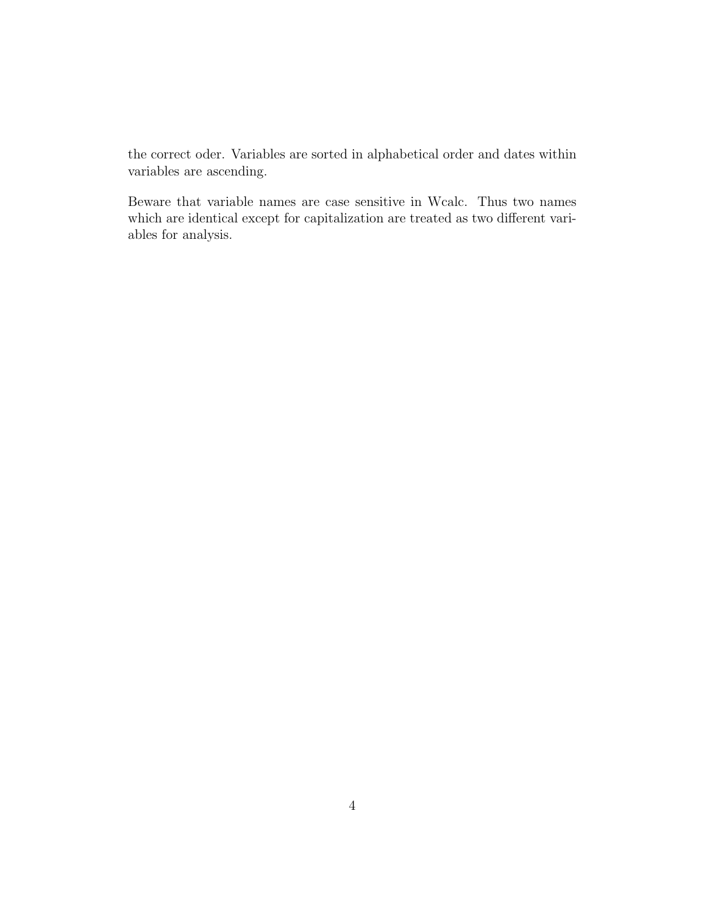the correct oder. Variables are sorted in alphabetical order and dates within variables are ascending.

Beware that variable names are case sensitive in Wcalc. Thus two names which are identical except for capitalization are treated as two different variables for analysis.